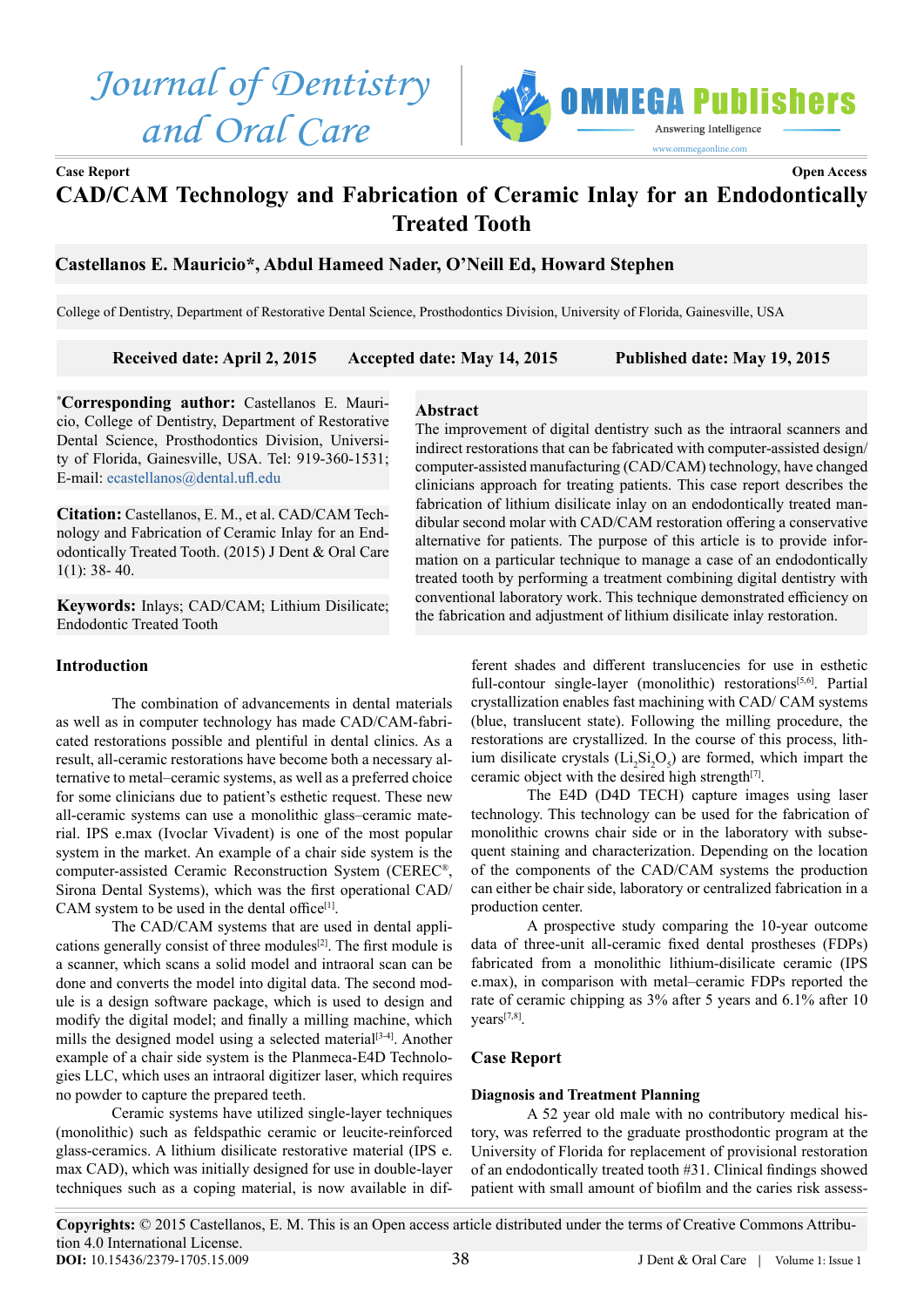Case Report

Open Access

# CAD/CAM Technology and Fabrication of Ceramic Inlay for an Endodontically Treated Tooth

**Castellanos E. Mauricio*, Abdul Hameed Nader, O'Neill Ed, Howard Stephen**

College of Dentistry, Department of Restorative Dental Science, Prosthodontics Division, University of Florida, Gainesville, USA

**Received date: April 2, 2015 Accepted date: May 14, 2015 Published date: May 19, 2015**

***Corresponding author:** Castellanos E. Mauricio, College of Dentistry, Department of Restorative Dental Science, Prosthodontics Division, University of Florida, Gainesville, USA. Tel: 919-360-1531; E-mail: ecastellanos@dental.ufl.edu

**Citation:** Castellanos, E. M., et al. CAD/CAM Technology and Fabrication of Ceramic Inlay for an Endodontically Treated Tooth. (2015) J Dent & Oral Care 1(1): 38- 40.

**Keywords:** Inlays; CAD/CAM; Lithium Disilicate; Endodontic Treated Tooth

## Abstract

The improvement of digital dentistry such as the intraoral scanners and indirect restorations that can be fabricated with computer-assisted design/computer-assisted manufacturing (CAD/CAM) technology, have changed clinicians approach for treating patients. This case report describes the fabrication of lithium disilicate inlay on an endodontically treated mandibular second molar with CAD/CAM restoration offering a conservative alternative for patients. The purpose of this article is to provide information on a particular technique to manage a case of an endodontically treated tooth by performing a treatment combining digital dentistry with conventional laboratory work. This technique demonstrated efficiency on the fabrication and adjustment of lithium disilicate inlay restoration.

## Introduction

The combination of advancements in dental materials as well as in computer technology has made CAD/CAM-fabricated restorations possible and plentiful in dental clinics. As a result, all-ceramic restorations have become both a necessary alternative to metal–ceramic systems, as well as a preferred choice for some clinicians due to patient's esthetic request. These new all-ceramic systems can use a monolithic glass–ceramic material. IPS e.max (Ivoclar Vivadent) is one of the most popular system in the market. An example of a chair side system is the computer-assisted Ceramic Reconstruction System (CEREC®, Sirona Dental Systems), which was the first operational CAD/CAM system to be used in the dental office[1].

The CAD/CAM systems that are used in dental applications generally consist of three modules[2]. The first module is a scanner, which scans a solid model and intraoral scan can be done and converts the model into digital data. The second module is a design software package, which is used to design and modify the digital model; and finally a milling machine, which mills the designed model using a selected material[3-4]. Another example of a chair side system is the Planmeca-E4D Technologies LLC, which uses an intraoral digitizer laser, which requires no powder to capture the prepared teeth.

Ceramic systems have utilized single-layer techniques (monolithic) such as feldspathic ceramic or leucite-reinforced glass-ceramics. A lithium disilicate restorative material (IPS e.max CAD), which was initially designed for use in double-layer techniques such as a coping material, is now available in different shades and different translucencies for use in esthetic full-contour single-layer (monolithic) restorations[5,6]. Partial crystallization enables fast machining with CAD/ CAM systems (blue, translucent state). Following the milling procedure, the restorations are crystallized. In the course of this process, lithium disilicate crystals ($Li_2Si_2O_5$) are formed, which impart the ceramic object with the desired high strength[7].

The E4D (D4D TECH) capture images using laser technology. This technology can be used for the fabrication of monolithic crowns chair side or in the laboratory with subsequent staining and characterization. Depending on the location of the components of the CAD/CAM systems the production can either be chair side, laboratory or centralized fabrication in a production center.

A prospective study comparing the 10-year outcome data of three-unit all-ceramic fixed dental prostheses (FDPs) fabricated from a monolithic lithium-disilicate ceramic (IPS e.max), in comparison with metal–ceramic FDPs reported the rate of ceramic chipping as 3% after 5 years and 6.1% after 10 years[7,8].

## Case Report

### Diagnosis and Treatment Planning

A 52 year old male with no contributory medical history, was referred to the graduate prosthodontic program at the University of Florida for replacement of provisional restoration of an endodontically treated tooth #31. Clinical findings showed patient with small amount of biofilm and the caries risk assess-

**Copyrights:** © 2015 Castellanos, E. M. This is an Open access article distributed under the terms of Creative Commons Attribution 4.0 International License.

**DOI:** 10.15436/2379-1705.15.009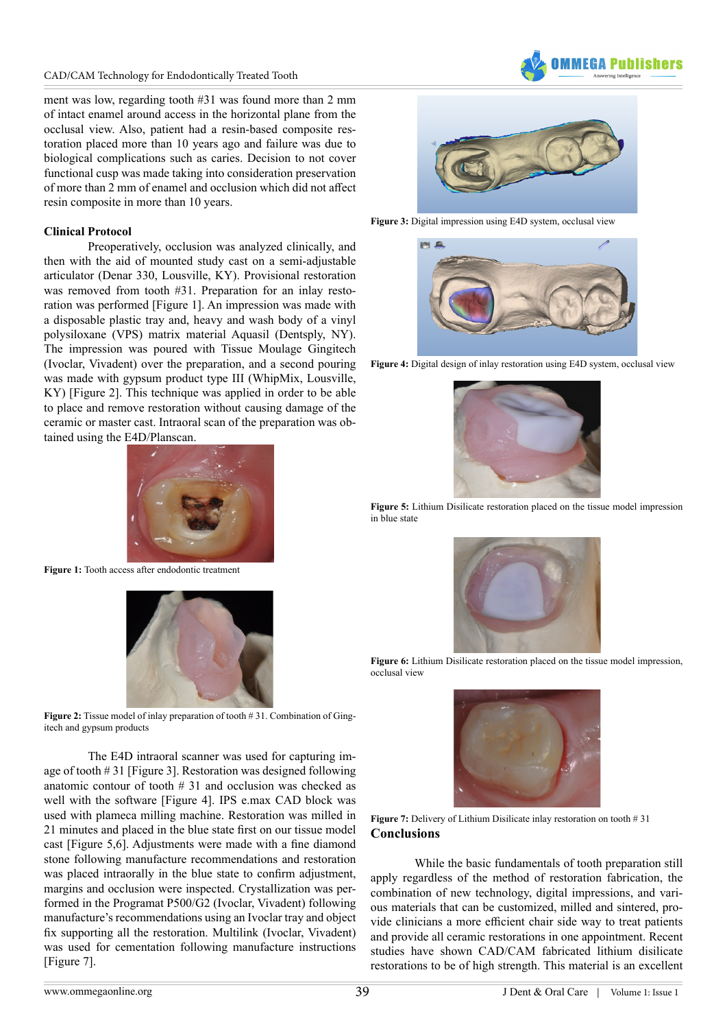ment was low, regarding tooth #31 was found more than 2 mm of intact enamel around access in the horizontal plane from the occlusal view. Also, patient had a resin-based composite restoration placed more than 10 years ago and failure was due to biological complications such as caries. Decision to not cover functional cusp was made taking into consideration preservation of more than 2 mm of enamel and occlusion which did not affect resin composite in more than 10 years.

### Clinical Protocol

Preoperatively, occlusion was analyzed clinically, and then with the aid of mounted study cast on a semi-adjustable articulator (Denar 330, Lousville, KY). Provisional restoration was removed from tooth #31. Preparation for an inlay restoration was performed [Figure 1]. An impression was made with a disposable plastic tray and, heavy and wash body of a vinyl polysiloxane (VPS) matrix material Aquasil (Dentsply, NY). The impression was poured with Tissue Moulage Gingitech (Ivoclar, Vivadent) over the preparation, and a second pouring was made with gypsum product type III (WhipMix, Lousville, KY) [Figure 2]. This technique was applied in order to be able to place and remove restoration without causing damage of the ceramic or master cast. Intraoral scan of the preparation was obtained using the E4D/Planscan.

**Figure 1:** Tooth access after endodontic treatment

**Figure 2:** Tissue model of inlay preparation of tooth # 31. Combination of Gingitech and gypsum products

The E4D intraoral scanner was used for capturing image of tooth # 31 [Figure 3]. Restoration was designed following anatomic contour of tooth # 31 and occlusion was checked as well with the software [Figure 4]. IPS e.max CAD block was used with plameca milling machine. Restoration was milled in 21 minutes and placed in the blue state first on our tissue model cast [Figure 5,6]. Adjustments were made with a fine diamond stone following manufacture recommendations and restoration was placed intraorally in the blue state to confirm adjustment, margins and occlusion were inspected. Crystallization was performed in the Programat P500/G2 (Ivoclar, Vivadent) following manufacture's recommendations using an Ivoclar tray and object fix supporting all the restoration. Multilink (Ivoclar, Vivadent) was used for cementation following manufacture instructions [Figure 7].

**Figure 3:** Digital impression using E4D system, occlusal view

**Figure 4:** Digital design of inlay restoration using E4D system, occlusal view

**Figure 5:** Lithium Disilicate restoration placed on the tissue model impression in blue state

**Figure 6:** Lithium Disilicate restoration placed on the tissue model impression, occlusal view

**Figure 7:** Delivery of Lithium Disilicate inlay restoration on tooth # 31

## Conclusions

While the basic fundamentals of tooth preparation still apply regardless of the method of restoration fabrication, the combination of new technology, digital impressions, and various materials that can be customized, milled and sintered, provide clinicians a more efficient chair side way to treat patients and provide all ceramic restorations in one appointment. Recent studies have shown CAD/CAM fabricated lithium disilicate restorations to be of high strength. This material is an excellent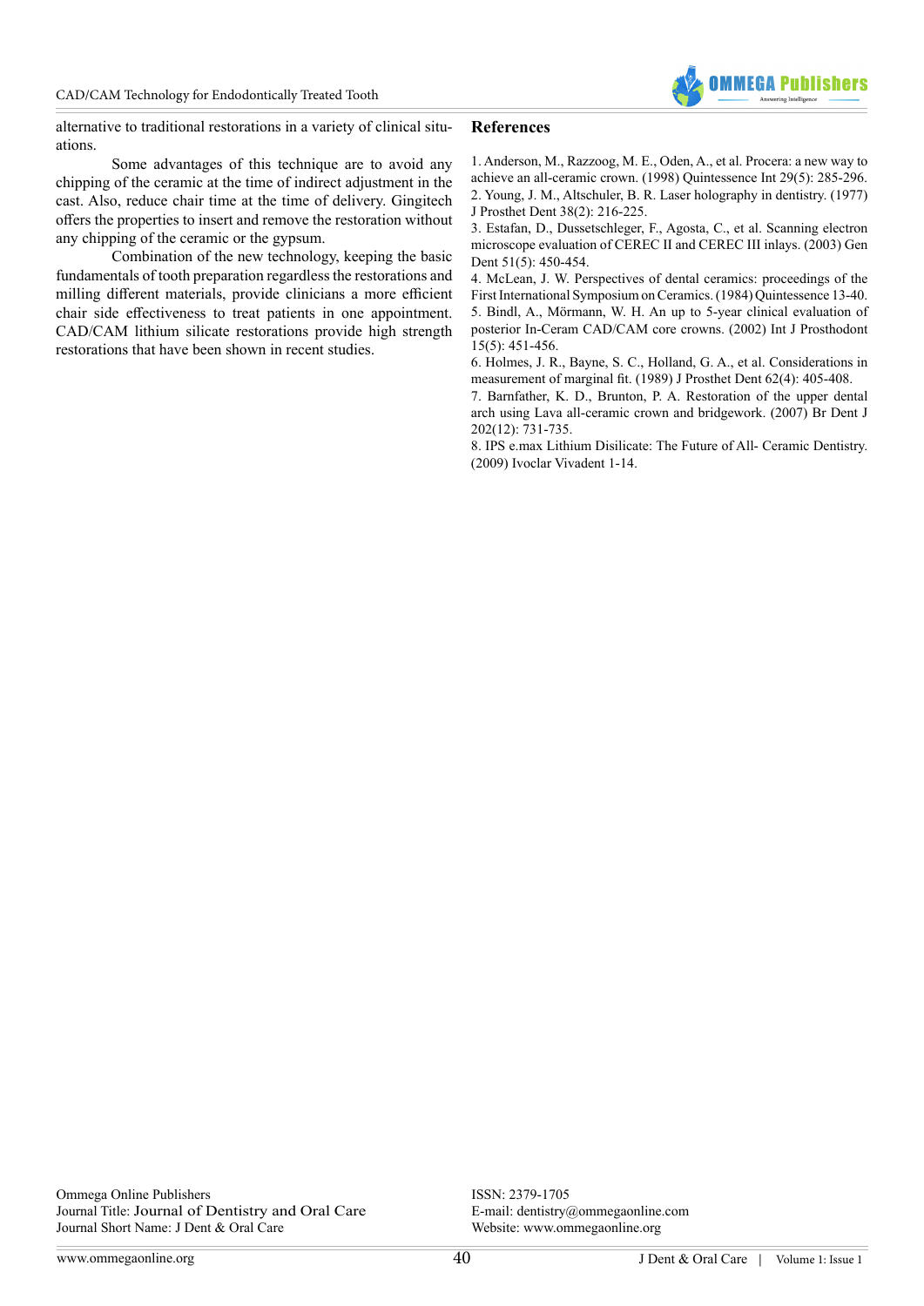alternative to traditional restorations in a variety of clinical situations.

Some advantages of this technique are to avoid any chipping of the ceramic at the time of indirect adjustment in the cast. Also, reduce chair time at the time of delivery. Gingitech offers the properties to insert and remove the restoration without any chipping of the ceramic or the gypsum.

Combination of the new technology, keeping the basic fundamentals of tooth preparation regardless the restorations and milling different materials, provide clinicians a more efficient chair side effectiveness to treat patients in one appointment. CAD/CAM lithium silicate restorations provide high strength restorations that have been shown in recent studies.

## References

1. Anderson, M., Razzoog, M. E., Oden, A., et al. Procera: a new way to achieve an all-ceramic crown. (1998) Quintessence Int 29(5): 285-296.
2. Young, J. M., Altschuler, B. R. Laser holography in dentistry. (1977) J Prosthet Dent 38(2): 216-225.
3. Estafan, D., Dussetschleger, F., Agosta, C., et al. Scanning electron microscope evaluation of CEREC II and CEREC III inlays. (2003) Gen Dent 51(5): 450-454.
4. McLean, J. W. Perspectives of dental ceramics: proceedings of the First International Symposium on Ceramics. (1984) Quintessence 13-40.
5. Bindl, A., Mörmann, W. H. An up to 5-year clinical evaluation of posterior In-Ceram CAD/CAM core crowns. (2002) Int J Prosthodont 15(5): 451-456.
6. Holmes, J. R., Bayne, S. C., Holland, G. A., et al. Considerations in measurement of marginal fit. (1989) J Prosthet Dent 62(4): 405-408.
7. Barnfather, K. D., Brunton, P. A. Restoration of the upper dental arch using Lava all-ceramic crown and bridgework. (2007) Br Dent J 202(12): 731-735.
8. IPS e.max Lithium Disilicate: The Future of All- Ceramic Dentistry. (2009) Ivoclar Vivadent 1-14.